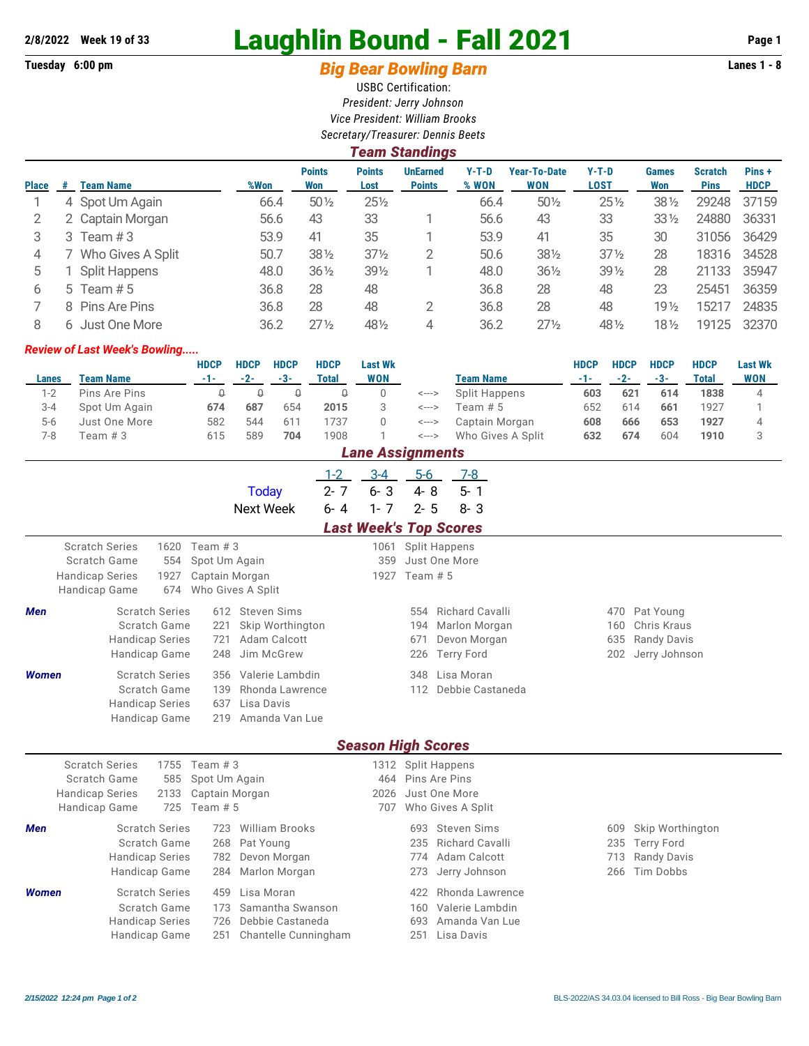**2/8/2022 Week 19 of 33**

# Laughlin Bound - Fall 2021

**Tuesday 6:00 pm** — **Lanes 1 - 8**

## *Big Bear Bowling Barn*

USBC Certification:
*President: Jerry Johnson*
*Vice President: William Brooks*
*Secretary/Treasurer: Dennis Beets*

## *Team Standings*

| Place | # | Team Name | %Won | Points Won | Points Lost | UnEarned Points | Y-T-D % WON | Year-To-Date WON | Y-T-D LOST | Games Won | Scratch Pins | Pins + HDCP |
|---|---|---|---|---|---|---|---|---|---|---|---|---|
| 1 | 4 | Spot Um Again | 66.4 | 50½ | 25½ | | 66.4 | 50½ | 25½ | 38½ | 29248 | 37159 |
| 2 | 2 | Captain Morgan | 56.6 | 43 | 33 | 1 | 56.6 | 43 | 33 | 33½ | 24880 | 36331 |
| 3 | 3 | Team # 3 | 53.9 | 41 | 35 | 1 | 53.9 | 41 | 35 | 30 | 31056 | 36429 |
| 4 | 7 | Who Gives A Split | 50.7 | 38½ | 37½ | 2 | 50.6 | 38½ | 37½ | 28 | 18316 | 34528 |
| 5 | 1 | Split Happens | 48.0 | 36½ | 39½ | 1 | 48.0 | 36½ | 39½ | 28 | 21133 | 35947 |
| 6 | 5 | Team # 5 | 36.8 | 28 | 48 | | 36.8 | 28 | 48 | 23 | 25451 | 36359 |
| 7 | 8 | Pins Are Pins | 36.8 | 28 | 48 | 2 | 36.8 | 28 | 48 | 19½ | 15217 | 24835 |
| 8 | 6 | Just One More | 36.2 | 27½ | 48½ | 4 | 36.2 | 27½ | 48½ | 18½ | 19125 | 32370 |

***Review of Last Week's Bowling.....***

| Lanes | Team Name | HDCP -1- | HDCP -2- | HDCP -3- | HDCP Total | Last Wk WON | | Team Name | HDCP -1- | HDCP -2- | HDCP -3- | HDCP Total | Last Wk WON |
|---|---|---|---|---|---|---|---|---|---|---|---|---|---|
| 1-2 | Pins Are Pins | 0 | 0 | 0 | 0 | 0 | <---> | Split Happens | **603** | **621** | **614** | **1838** | 4 |
| 3-4 | Spot Um Again | **674** | **687** | 654 | **2015** | 3 | <---> | Team # 5 | 652 | 614 | **661** | 1927 | 1 |
| 5-6 | Just One More | 582 | 544 | 611 | 1737 | 0 | <---> | Captain Morgan | **608** | **666** | **653** | **1927** | 4 |
| 7-8 | Team # 3 | 615 | 589 | **704** | 1908 | 1 | <---> | Who Gives A Split | **632** | **674** | 604 | **1910** | 3 |

## *Lane Assignments*

| | 1-2 | 3-4 | 5-6 | 7-8 |
|---|---|---|---|---|
| Today | 2- 7 | 6- 3 | 4- 8 | 5- 1 |
| Next Week | 6- 4 | 1- 7 | 2- 5 | 8- 3 |

## *Last Week's Top Scores*

| | | | | |
|---|---|---|---|---|
| Scratch Series | 1620 | Team # 3 | 1061 | Split Happens |
| Scratch Game | 554 | Spot Um Again | 359 | Just One More |
| Handicap Series | 1927 | Captain Morgan | 1927 | Team # 5 |
| Handicap Game | 674 | Who Gives A Split | | |

***Men***

| | | | | | | |
|---|---|---|---|---|---|---|
| Scratch Series | 612 | Steven Sims | 554 | Richard Cavalli | 470 | Pat Young |
| Scratch Game | 221 | Skip Worthington | 194 | Marlon Morgan | 160 | Chris Kraus |
| Handicap Series | 721 | Adam Calcott | 671 | Devon Morgan | 635 | Randy Davis |
| Handicap Game | 248 | Jim McGrew | 226 | Terry Ford | 202 | Jerry Johnson |

***Women***

| | | | | |
|---|---|---|---|---|
| Scratch Series | 356 | Valerie Lambdin | 348 | Lisa Moran |
| Scratch Game | 139 | Rhonda Lawrence | 112 | Debbie Castaneda |
| Handicap Series | 637 | Lisa Davis | | |
| Handicap Game | 219 | Amanda Van Lue | | |

## *Season High Scores*

| | | | | |
|---|---|---|---|---|
| Scratch Series | 1755 | Team # 3 | 1312 | Split Happens |
| Scratch Game | 585 | Spot Um Again | 464 | Pins Are Pins |
| Handicap Series | 2133 | Captain Morgan | 2026 | Just One More |
| Handicap Game | 725 | Team # 5 | 707 | Who Gives A Split |

***Men***

| | | | | | | |
|---|---|---|---|---|---|---|
| Scratch Series | 723 | William Brooks | 693 | Steven Sims | 609 | Skip Worthington |
| Scratch Game | 268 | Pat Young | 235 | Richard Cavalli | 235 | Terry Ford |
| Handicap Series | 782 | Devon Morgan | 774 | Adam Calcott | 713 | Randy Davis |
| Handicap Game | 284 | Marlon Morgan | 273 | Jerry Johnson | 266 | Tim Dobbs |

***Women***

| | | | | |
|---|---|---|---|---|
| Scratch Series | 459 | Lisa Moran | 422 | Rhonda Lawrence |
| Scratch Game | 173 | Samantha Swanson | 160 | Valerie Lambdin |
| Handicap Series | 726 | Debbie Castaneda | 693 | Amanda Van Lue |
| Handicap Game | 251 | Chantelle Cunningham | 251 | Lisa Davis |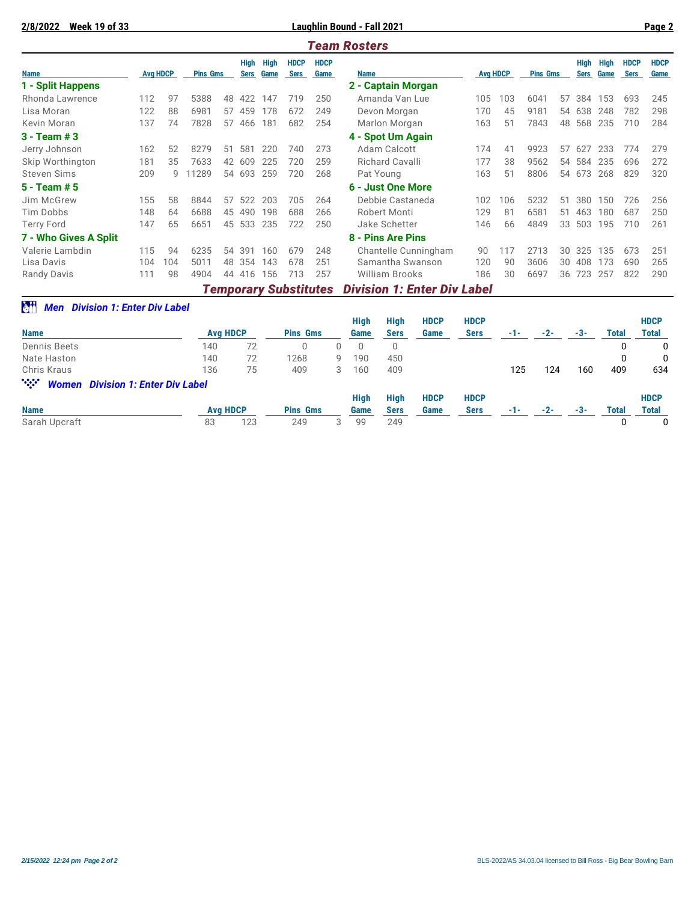## Team Rosters

| Name | Avg | HDCP | Pins | Gms | High Sers | High Game | HDCP Sers | HDCP Game |
|---|---|---|---|---|---|---|---|---|
| **1 - Split Happens** | | | | | | | | |
| Rhonda Lawrence | 112 | 97 | 5388 | 48 | 422 | 147 | 719 | 250 |
| Lisa Moran | 122 | 88 | 6981 | 57 | 459 | 178 | 672 | 249 |
| Kevin Moran | 137 | 74 | 7828 | 57 | 466 | 181 | 682 | 254 |
| **3 - Team # 3** | | | | | | | | |
| Jerry Johnson | 162 | 52 | 8279 | 51 | 581 | 220 | 740 | 273 |
| Skip Worthington | 181 | 35 | 7633 | 42 | 609 | 225 | 720 | 259 |
| Steven Sims | 209 | 9 | 11289 | 54 | 693 | 259 | 720 | 268 |
| **5 - Team # 5** | | | | | | | | |
| Jim McGrew | 155 | 58 | 8844 | 57 | 522 | 203 | 705 | 264 |
| Tim Dobbs | 148 | 64 | 6688 | 45 | 490 | 198 | 688 | 266 |
| Terry Ford | 147 | 65 | 6651 | 45 | 533 | 235 | 722 | 250 |
| **7 - Who Gives A Split** | | | | | | | | |
| Valerie Lambdin | 115 | 94 | 6235 | 54 | 391 | 160 | 679 | 248 |
| Lisa Davis | 104 | 104 | 5011 | 48 | 354 | 143 | 678 | 251 |
| Randy Davis | 111 | 98 | 4904 | 44 | 416 | 156 | 713 | 257 |
| **2 - Captain Morgan** | | | | | | | | |
| Amanda Van Lue | 105 | 103 | 6041 | 57 | 384 | 153 | 693 | 245 |
| Devon Morgan | 170 | 45 | 9181 | 54 | 638 | 248 | 782 | 298 |
| Marlon Morgan | 163 | 51 | 7843 | 48 | 568 | 235 | 710 | 284 |
| **4 - Spot Um Again** | | | | | | | | |
| Adam Calcott | 174 | 41 | 9923 | 57 | 627 | 233 | 774 | 279 |
| Richard Cavalli | 177 | 38 | 9562 | 54 | 584 | 235 | 696 | 272 |
| Pat Young | 163 | 51 | 8806 | 54 | 673 | 268 | 829 | 320 |
| **6 - Just One More** | | | | | | | | |
| Debbie Castaneda | 102 | 106 | 5232 | 51 | 380 | 150 | 726 | 256 |
| Robert Monti | 129 | 81 | 6581 | 51 | 463 | 180 | 687 | 250 |
| Jake Schetter | 146 | 66 | 4849 | 33 | 503 | 195 | 710 | 261 |
| **8 - Pins Are Pins** | | | | | | | | |
| Chantelle Cunningham | 90 | 117 | 2713 | 30 | 325 | 135 | 673 | 251 |
| Samantha Swanson | 120 | 90 | 3606 | 30 | 408 | 173 | 690 | 265 |
| William Brooks | 186 | 30 | 6697 | 36 | 723 | 257 | 822 | 290 |

## Temporary Substitutes Division 1: Enter Div Label

### Men Division 1: Enter Div Label

| Name | Avg | HDCP | Pins | Gms | High Game | High Sers | HDCP Game | HDCP Sers | -1- | -2- | -3- | Total | HDCP Total |
|---|---|---|---|---|---|---|---|---|---|---|---|---|---|
| Dennis Beets | 140 | 72 | 0 | 0 | 0 | 0 | | | | | | 0 | 0 |
| Nate Haston | 140 | 72 | 1268 | 9 | 190 | 450 | | | | | | 0 | 0 |
| Chris Kraus | 136 | 75 | 409 | 3 | 160 | 409 | | | 125 | 124 | 160 | 409 | 634 |

### Women Division 1: Enter Div Label

| Name | Avg | HDCP | Pins | Gms | High Game | High Sers | HDCP Game | HDCP Sers | -1- | -2- | -3- | Total | HDCP Total |
|---|---|---|---|---|---|---|---|---|---|---|---|---|---|
| Sarah Upcraft | 83 | 123 | 249 | 3 | 99 | 249 | | | | | | 0 | 0 |